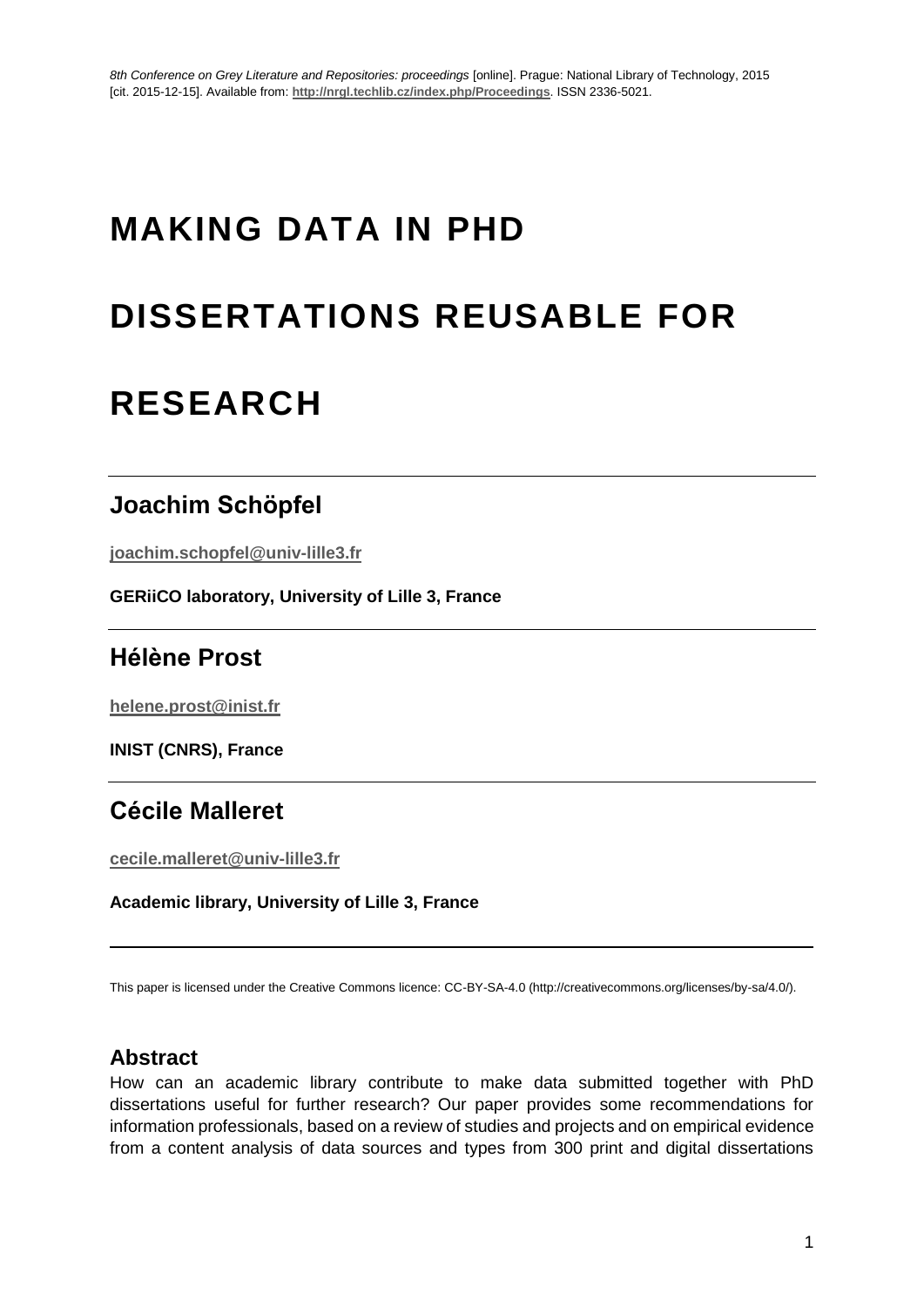*8th Conference on Grey Literature and Repositories: proceedings* [online]. Prague: National Library of Technology, 2015 [cit. 2015-12-15]. Available from: **http://nrgl.techlib.cz/index.php/Proceedings**. ISSN 2336-5021.

# MAKING DATA IN PHD DISSERTATIONS REUSABLE FOR RESEARCH

## Joachim Schöpfel

**joachim.schopfel@univ-lille3.fr**

**GERiiCO laboratory, University of Lille 3, France**

## Hélène Prost

**helene.prost@inist.fr**

**INIST (CNRS), France**

## Cécile Malleret

**cecile.malleret@univ-lille3.fr**

**Academic library, University of Lille 3, France**

This paper is licensed under the Creative Commons licence: CC-BY-SA-4.0 (http://creativecommons.org/licenses/by-sa/4.0/).

### Abstract

How can an academic library contribute to make data submitted together with PhD dissertations useful for further research? Our paper provides some recommendations for information professionals, based on a review of studies and projects and on empirical evidence from a content analysis of data sources and types from 300 print and digital dissertations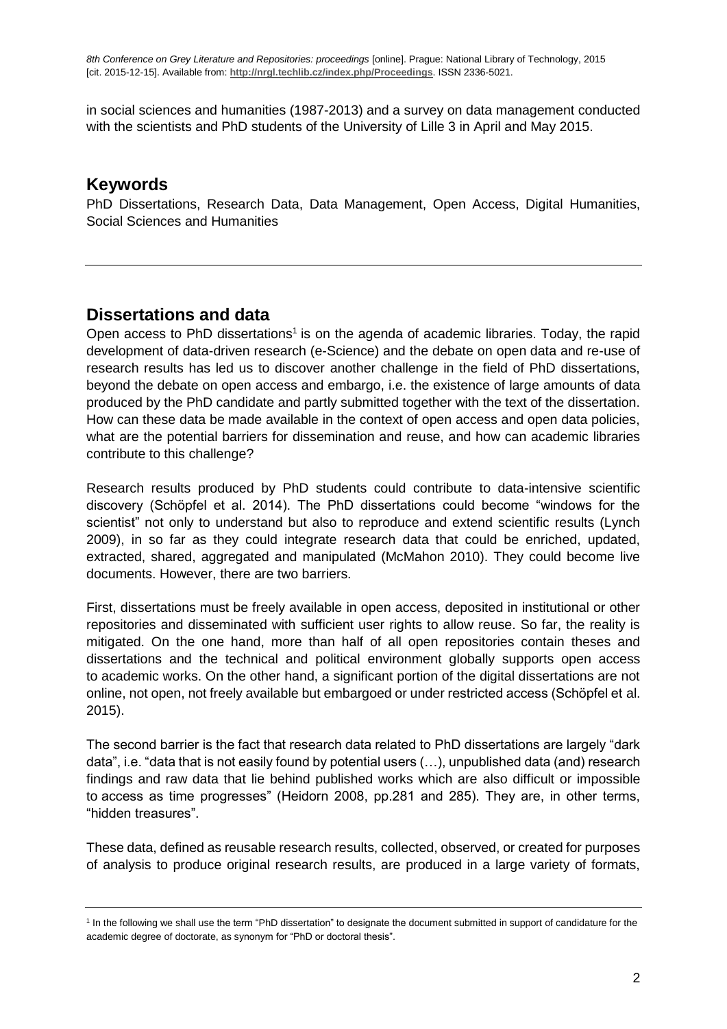in social sciences and humanities (1987-2013) and a survey on data management conducted with the scientists and PhD students of the University of Lille 3 in April and May 2015.

## Keywords

PhD Dissertations, Research Data, Data Management, Open Access, Digital Humanities, Social Sciences and Humanities

---

## Dissertations and data

Open access to PhD dissertations[1] is on the agenda of academic libraries. Today, the rapid development of data-driven research (e-Science) and the debate on open data and re-use of research results has led us to discover another challenge in the field of PhD dissertations, beyond the debate on open access and embargo, i.e. the existence of large amounts of data produced by the PhD candidate and partly submitted together with the text of the dissertation. How can these data be made available in the context of open access and open data policies, what are the potential barriers for dissemination and reuse, and how can academic libraries contribute to this challenge?

Research results produced by PhD students could contribute to data-intensive scientific discovery (Schöpfel et al. 2014). The PhD dissertations could become "windows for the scientist" not only to understand but also to reproduce and extend scientific results (Lynch 2009), in so far as they could integrate research data that could be enriched, updated, extracted, shared, aggregated and manipulated (McMahon 2010). They could become live documents. However, there are two barriers.

First, dissertations must be freely available in open access, deposited in institutional or other repositories and disseminated with sufficient user rights to allow reuse. So far, the reality is mitigated. On the one hand, more than half of all open repositories contain theses and dissertations and the technical and political environment globally supports open access to academic works. On the other hand, a significant portion of the digital dissertations are not online, not open, not freely available but embargoed or under restricted access (Schöpfel et al. 2015).

The second barrier is the fact that research data related to PhD dissertations are largely "dark data", i.e. "data that is not easily found by potential users (…), unpublished data (and) research findings and raw data that lie behind published works which are also difficult or impossible to access as time progresses" (Heidorn 2008, pp.281 and 285). They are, in other terms, "hidden treasures".

These data, defined as reusable research results, collected, observed, or created for purposes of analysis to produce original research results, are produced in a large variety of formats,

---

[1] In the following we shall use the term "PhD dissertation" to designate the document submitted in support of candidature for the academic degree of doctorate, as synonym for "PhD or doctoral thesis".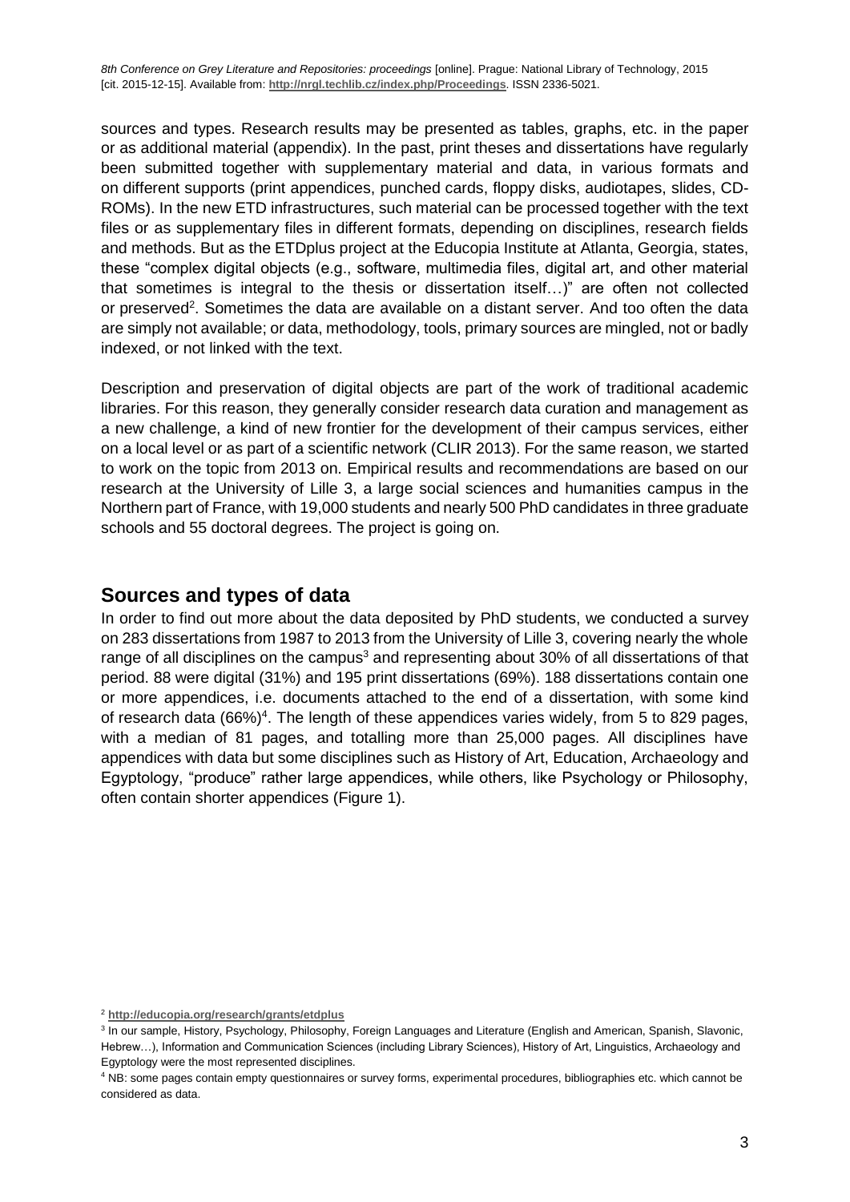sources and types. Research results may be presented as tables, graphs, etc. in the paper or as additional material (appendix). In the past, print theses and dissertations have regularly been submitted together with supplementary material and data, in various formats and on different supports (print appendices, punched cards, floppy disks, audiotapes, slides, CD-ROMs). In the new ETD infrastructures, such material can be processed together with the text files or as supplementary files in different formats, depending on disciplines, research fields and methods. But as the ETDplus project at the Educopia Institute at Atlanta, Georgia, states, these "complex digital objects (e.g., software, multimedia files, digital art, and other material that sometimes is integral to the thesis or dissertation itself…)" are often not collected or preserved[2]. Sometimes the data are available on a distant server. And too often the data are simply not available; or data, methodology, tools, primary sources are mingled, not or badly indexed, or not linked with the text.

Description and preservation of digital objects are part of the work of traditional academic libraries. For this reason, they generally consider research data curation and management as a new challenge, a kind of new frontier for the development of their campus services, either on a local level or as part of a scientific network (CLIR 2013). For the same reason, we started to work on the topic from 2013 on. Empirical results and recommendations are based on our research at the University of Lille 3, a large social sciences and humanities campus in the Northern part of France, with 19,000 students and nearly 500 PhD candidates in three graduate schools and 55 doctoral degrees. The project is going on.

## Sources and types of data

In order to find out more about the data deposited by PhD students, we conducted a survey on 283 dissertations from 1987 to 2013 from the University of Lille 3, covering nearly the whole range of all disciplines on the campus[3] and representing about 30% of all dissertations of that period. 88 were digital (31%) and 195 print dissertations (69%). 188 dissertations contain one or more appendices, i.e. documents attached to the end of a dissertation, with some kind of research data (66%)[4]. The length of these appendices varies widely, from 5 to 829 pages, with a median of 81 pages, and totalling more than 25,000 pages. All disciplines have appendices with data but some disciplines such as History of Art, Education, Archaeology and Egyptology, "produce" rather large appendices, while others, like Psychology or Philosophy, often contain shorter appendices (Figure 1).

---

[2] **http://educopia.org/research/grants/etdplus**

[3] In our sample, History, Psychology, Philosophy, Foreign Languages and Literature (English and American, Spanish, Slavonic, Hebrew…), Information and Communication Sciences (including Library Sciences), History of Art, Linguistics, Archaeology and Egyptology were the most represented disciplines.

[4] NB: some pages contain empty questionnaires or survey forms, experimental procedures, bibliographies etc. which cannot be considered as data.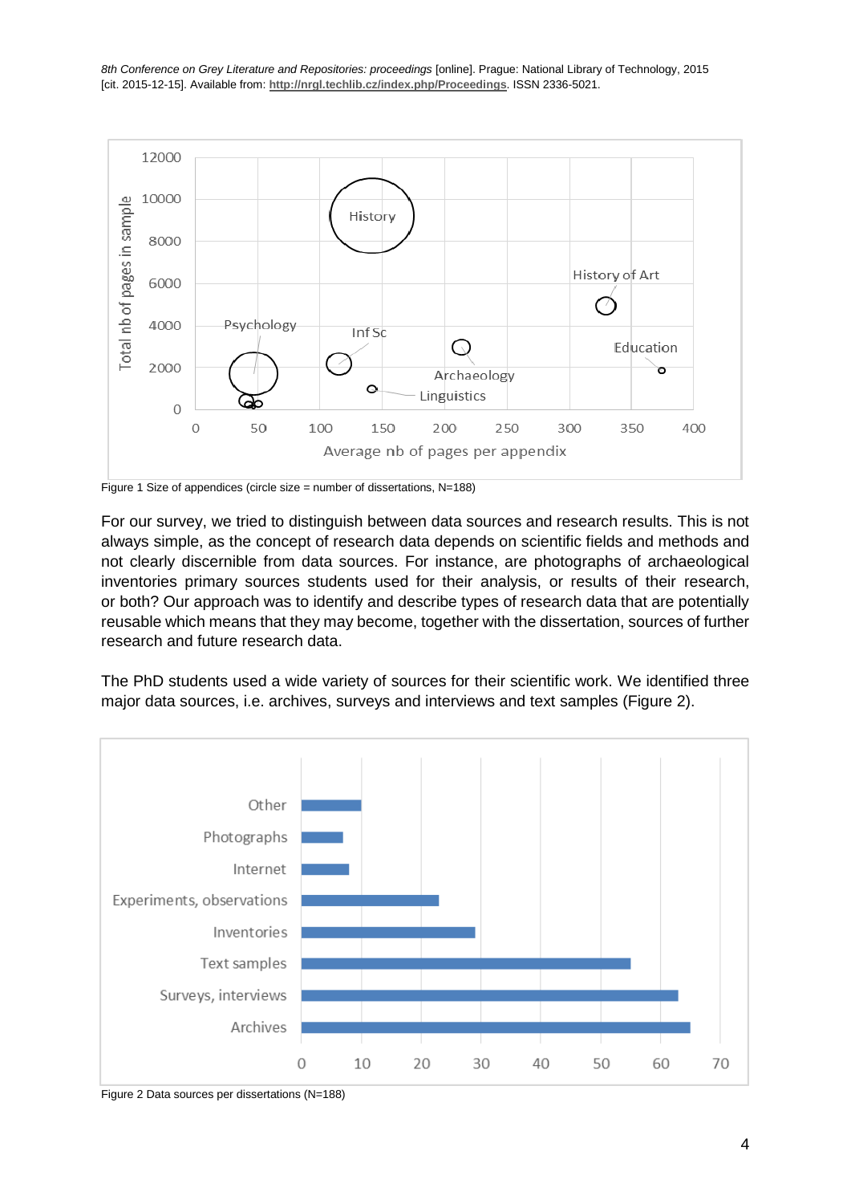Figure 1 Size of appendices (circle size = number of dissertations, N=188)

For our survey, we tried to distinguish between data sources and research results. This is not always simple, as the concept of research data depends on scientific fields and methods and not clearly discernible from data sources. For instance, are photographs of archaeological inventories primary sources students used for their analysis, or results of their research, or both? Our approach was to identify and describe types of research data that are potentially reusable which means that they may become, together with the dissertation, sources of further research and future research data.

The PhD students used a wide variety of sources for their scientific work. We identified three major data sources, i.e. archives, surveys and interviews and text samples (Figure 2).

Figure 2 Data sources per dissertations (N=188)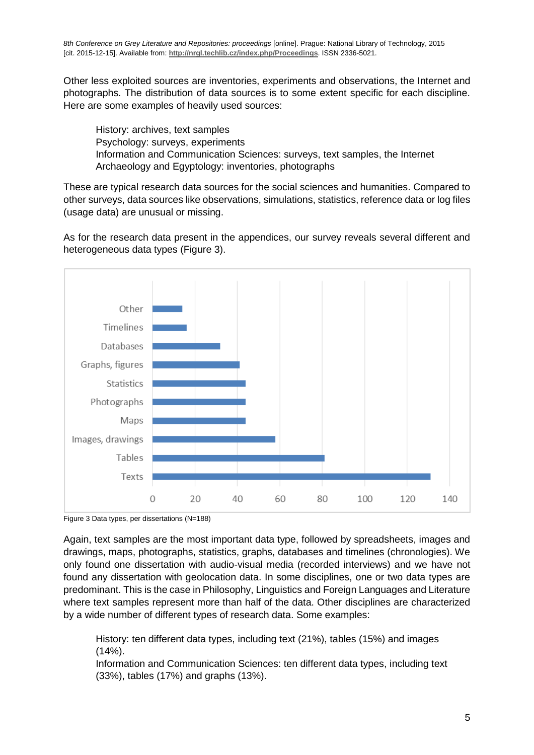Other less exploited sources are inventories, experiments and observations, the Internet and photographs. The distribution of data sources is to some extent specific for each discipline. Here are some examples of heavily used sources:

> History: archives, text samples
> Psychology: surveys, experiments
> Information and Communication Sciences: surveys, text samples, the Internet
> Archaeology and Egyptology: inventories, photographs

These are typical research data sources for the social sciences and humanities. Compared to other surveys, data sources like observations, simulations, statistics, reference data or log files (usage data) are unusual or missing.

As for the research data present in the appendices, our survey reveals several different and heterogeneous data types (Figure 3).

Figure 3 Data types, per dissertations (N=188)

Again, text samples are the most important data type, followed by spreadsheets, images and drawings, maps, photographs, statistics, graphs, databases and timelines (chronologies). We only found one dissertation with audio-visual media (recorded interviews) and we have not found any dissertation with geolocation data. In some disciplines, one or two data types are predominant. This is the case in Philosophy, Linguistics and Foreign Languages and Literature where text samples represent more than half of the data. Other disciplines are characterized by a wide number of different types of research data. Some examples:

> History: ten different data types, including text (21%), tables (15%) and images (14%).
> Information and Communication Sciences: ten different data types, including text (33%), tables (17%) and graphs (13%).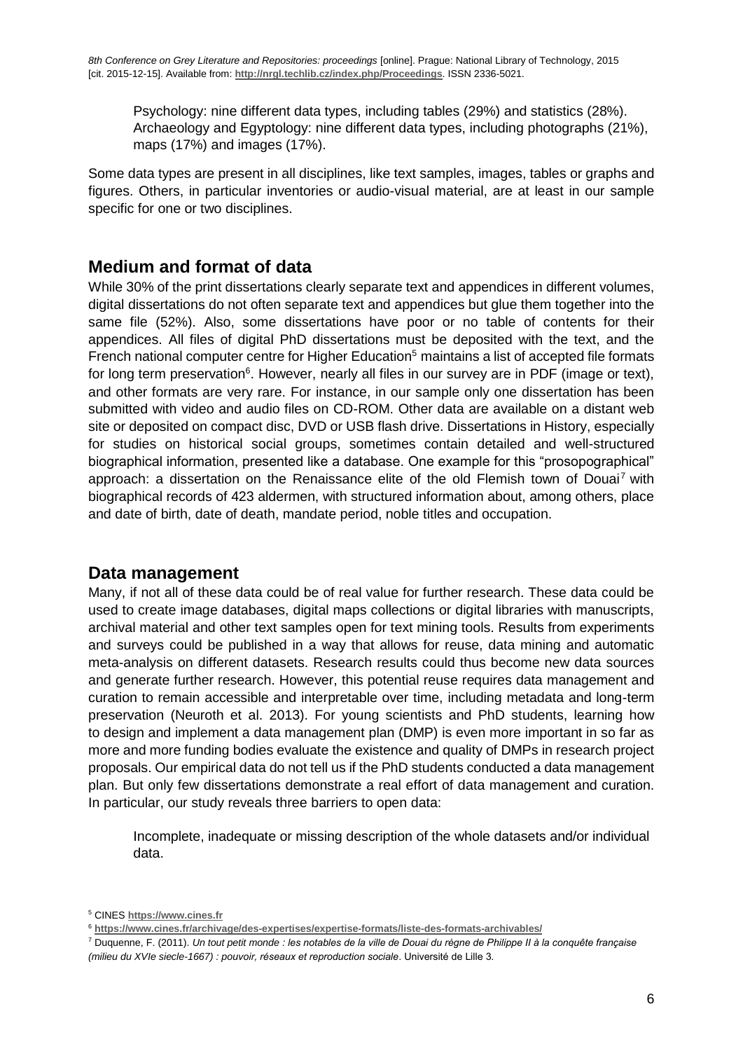Psychology: nine different data types, including tables (29%) and statistics (28%).
Archaeology and Egyptology: nine different data types, including photographs (21%), maps (17%) and images (17%).

Some data types are present in all disciplines, like text samples, images, tables or graphs and figures. Others, in particular inventories or audio-visual material, are at least in our sample specific for one or two disciplines.

## Medium and format of data

While 30% of the print dissertations clearly separate text and appendices in different volumes, digital dissertations do not often separate text and appendices but glue them together into the same file (52%). Also, some dissertations have poor or no table of contents for their appendices. All files of digital PhD dissertations must be deposited with the text, and the French national computer centre for Higher Education[5] maintains a list of accepted file formats for long term preservation[6]. However, nearly all files in our survey are in PDF (image or text), and other formats are very rare. For instance, in our sample only one dissertation has been submitted with video and audio files on CD-ROM. Other data are available on a distant web site or deposited on compact disc, DVD or USB flash drive. Dissertations in History, especially for studies on historical social groups, sometimes contain detailed and well-structured biographical information, presented like a database. One example for this "prosopographical" approach: a dissertation on the Renaissance elite of the old Flemish town of Douai[7] with biographical records of 423 aldermen, with structured information about, among others, place and date of birth, date of death, mandate period, noble titles and occupation.

## Data management

Many, if not all of these data could be of real value for further research. These data could be used to create image databases, digital maps collections or digital libraries with manuscripts, archival material and other text samples open for text mining tools. Results from experiments and surveys could be published in a way that allows for reuse, data mining and automatic meta-analysis on different datasets. Research results could thus become new data sources and generate further research. However, this potential reuse requires data management and curation to remain accessible and interpretable over time, including metadata and long-term preservation (Neuroth et al. 2013). For young scientists and PhD students, learning how to design and implement a data management plan (DMP) is even more important in so far as more and more funding bodies evaluate the existence and quality of DMPs in research project proposals. Our empirical data do not tell us if the PhD students conducted a data management plan. But only few dissertations demonstrate a real effort of data management and curation. In particular, our study reveals three barriers to open data:

Incomplete, inadequate or missing description of the whole datasets and/or individual data.

[5] CINES **https://www.cines.fr**

[6] **https://www.cines.fr/archivage/des-expertises/expertise-formats/liste-des-formats-archivables/**

[7] Duquenne, F. (2011). *Un tout petit monde : les notables de la ville de Douai du règne de Philippe II à la conquête française (milieu du XVIe siecle-1667) : pouvoir, réseaux et reproduction sociale*. Université de Lille 3.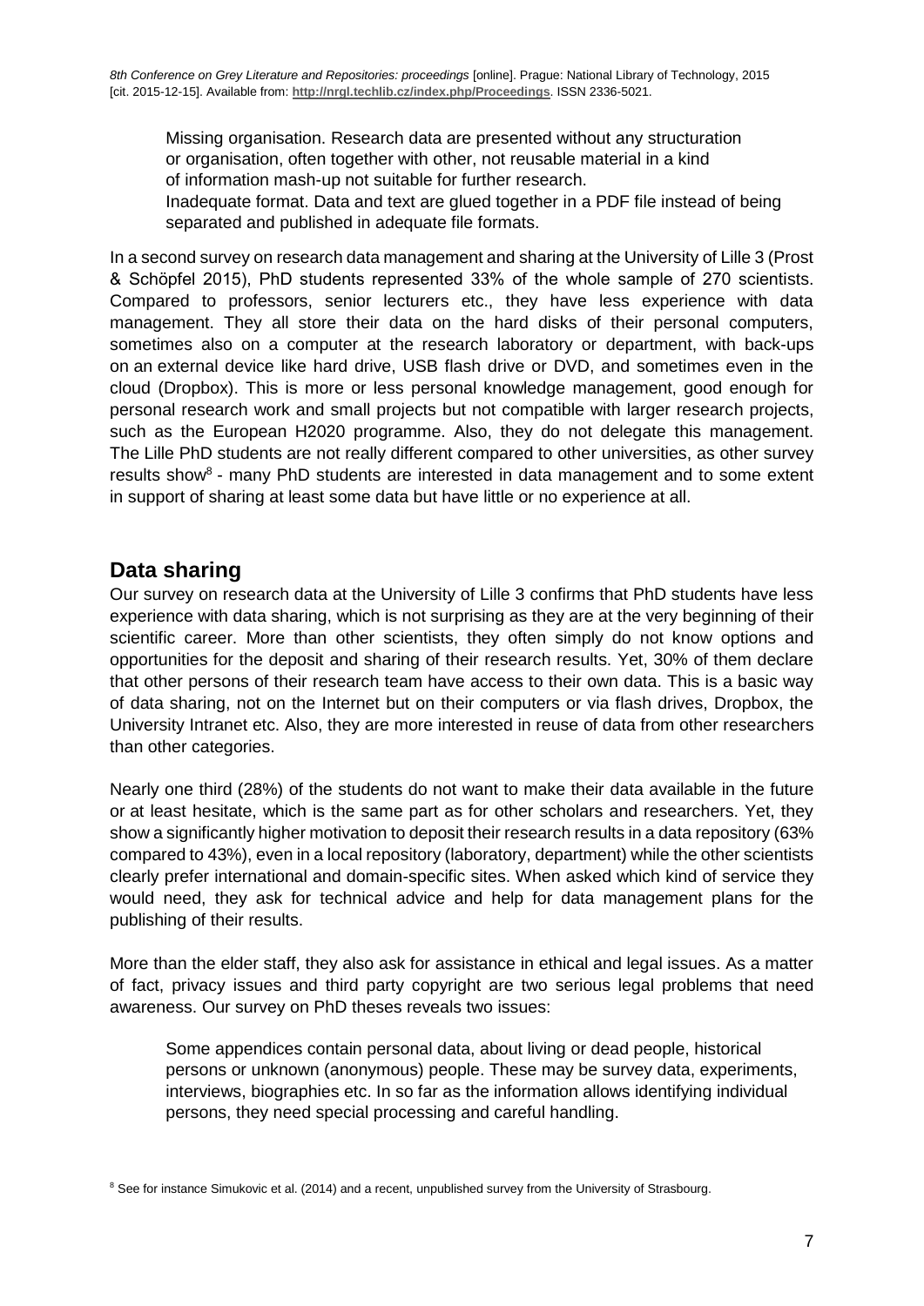Missing organisation. Research data are presented without any structuration or organisation, often together with other, not reusable material in a kind of information mash-up not suitable for further research.

Inadequate format. Data and text are glued together in a PDF file instead of being separated and published in adequate file formats.

In a second survey on research data management and sharing at the University of Lille 3 (Prost & Schöpfel 2015), PhD students represented 33% of the whole sample of 270 scientists. Compared to professors, senior lecturers etc., they have less experience with data management. They all store their data on the hard disks of their personal computers, sometimes also on a computer at the research laboratory or department, with back-ups on an external device like hard drive, USB flash drive or DVD, and sometimes even in the cloud (Dropbox). This is more or less personal knowledge management, good enough for personal research work and small projects but not compatible with larger research projects, such as the European H2020 programme. Also, they do not delegate this management. The Lille PhD students are not really different compared to other universities, as other survey results show[8] - many PhD students are interested in data management and to some extent in support of sharing at least some data but have little or no experience at all.

## Data sharing

Our survey on research data at the University of Lille 3 confirms that PhD students have less experience with data sharing, which is not surprising as they are at the very beginning of their scientific career. More than other scientists, they often simply do not know options and opportunities for the deposit and sharing of their research results. Yet, 30% of them declare that other persons of their research team have access to their own data. This is a basic way of data sharing, not on the Internet but on their computers or via flash drives, Dropbox, the University Intranet etc. Also, they are more interested in reuse of data from other researchers than other categories.

Nearly one third (28%) of the students do not want to make their data available in the future or at least hesitate, which is the same part as for other scholars and researchers. Yet, they show a significantly higher motivation to deposit their research results in a data repository (63% compared to 43%), even in a local repository (laboratory, department) while the other scientists clearly prefer international and domain-specific sites. When asked which kind of service they would need, they ask for technical advice and help for data management plans for the publishing of their results.

More than the elder staff, they also ask for assistance in ethical and legal issues. As a matter of fact, privacy issues and third party copyright are two serious legal problems that need awareness. Our survey on PhD theses reveals two issues:

Some appendices contain personal data, about living or dead people, historical persons or unknown (anonymous) people. These may be survey data, experiments, interviews, biographies etc. In so far as the information allows identifying individual persons, they need special processing and careful handling.

[8] See for instance Simukovic et al. (2014) and a recent, unpublished survey from the University of Strasbourg.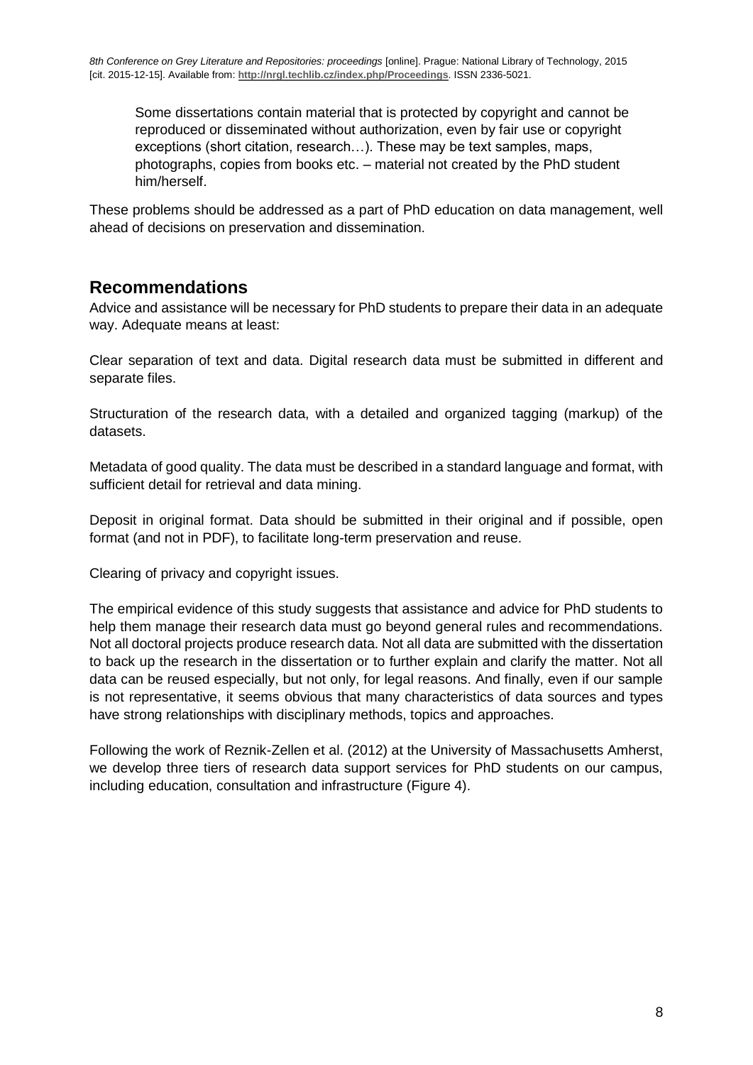> Some dissertations contain material that is protected by copyright and cannot be reproduced or disseminated without authorization, even by fair use or copyright exceptions (short citation, research…). These may be text samples, maps, photographs, copies from books etc. – material not created by the PhD student him/herself.

These problems should be addressed as a part of PhD education on data management, well ahead of decisions on preservation and dissemination.

## Recommendations

Advice and assistance will be necessary for PhD students to prepare their data in an adequate way. Adequate means at least:

Clear separation of text and data. Digital research data must be submitted in different and separate files.

Structuration of the research data, with a detailed and organized tagging (markup) of the datasets.

Metadata of good quality. The data must be described in a standard language and format, with sufficient detail for retrieval and data mining.

Deposit in original format. Data should be submitted in their original and if possible, open format (and not in PDF), to facilitate long-term preservation and reuse.

Clearing of privacy and copyright issues.

The empirical evidence of this study suggests that assistance and advice for PhD students to help them manage their research data must go beyond general rules and recommendations. Not all doctoral projects produce research data. Not all data are submitted with the dissertation to back up the research in the dissertation or to further explain and clarify the matter. Not all data can be reused especially, but not only, for legal reasons. And finally, even if our sample is not representative, it seems obvious that many characteristics of data sources and types have strong relationships with disciplinary methods, topics and approaches.

Following the work of Reznik-Zellen et al. (2012) at the University of Massachusetts Amherst, we develop three tiers of research data support services for PhD students on our campus, including education, consultation and infrastructure (Figure 4).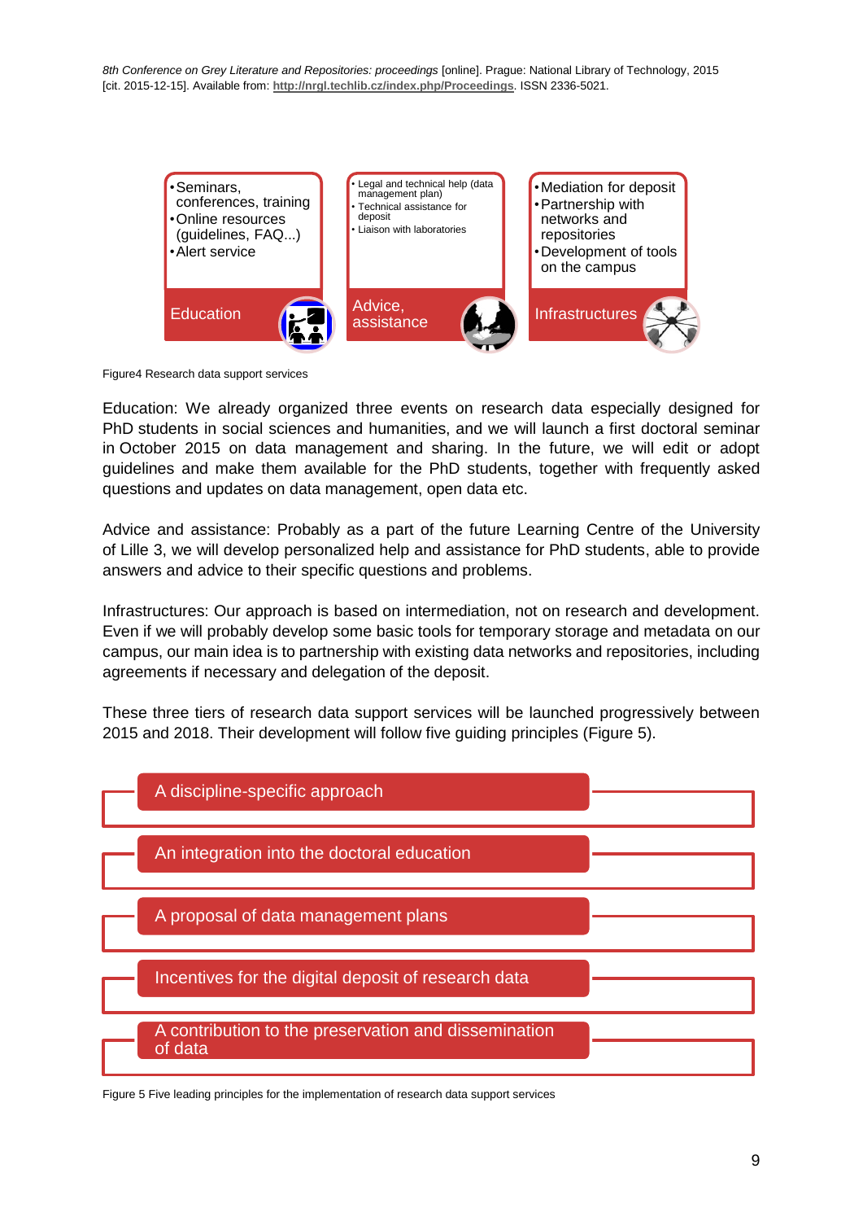- Seminars, conferences, training
- Online resources (guidelines, FAQ...)
- Alert service

Education

- Legal and technical help (data management plan)
- Technical assistance for deposit
- Liaison with laboratories

Advice, assistance

- Mediation for deposit
- Partnership with networks and repositories
- Development of tools on the campus

Infrastructures

Figure4 Research data support services

Education: We already organized three events on research data especially designed for PhD students in social sciences and humanities, and we will launch a first doctoral seminar in October 2015 on data management and sharing. In the future, we will edit or adopt guidelines and make them available for the PhD students, together with frequently asked questions and updates on data management, open data etc.

Advice and assistance: Probably as a part of the future Learning Centre of the University of Lille 3, we will develop personalized help and assistance for PhD students, able to provide answers and advice to their specific questions and problems.

Infrastructures: Our approach is based on intermediation, not on research and development. Even if we will probably develop some basic tools for temporary storage and metadata on our campus, our main idea is to partnership with existing data networks and repositories, including agreements if necessary and delegation of the deposit.

These three tiers of research data support services will be launched progressively between 2015 and 2018. Their development will follow five guiding principles (Figure 5).

- A discipline-specific approach
- An integration into the doctoral education
- A proposal of data management plans
- Incentives for the digital deposit of research data
- A contribution to the preservation and dissemination of data

Figure 5 Five leading principles for the implementation of research data support services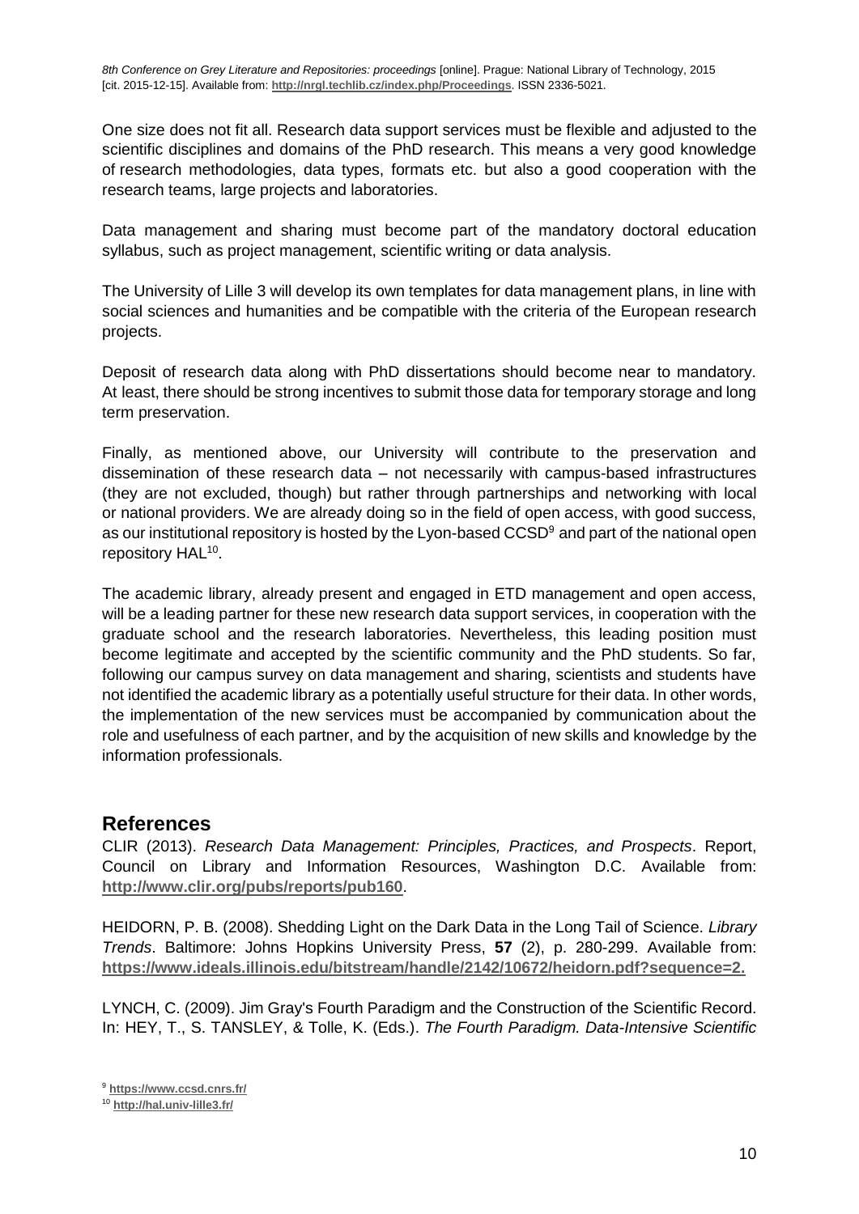One size does not fit all. Research data support services must be flexible and adjusted to the scientific disciplines and domains of the PhD research. This means a very good knowledge of research methodologies, data types, formats etc. but also a good cooperation with the research teams, large projects and laboratories.

Data management and sharing must become part of the mandatory doctoral education syllabus, such as project management, scientific writing or data analysis.

The University of Lille 3 will develop its own templates for data management plans, in line with social sciences and humanities and be compatible with the criteria of the European research projects.

Deposit of research data along with PhD dissertations should become near to mandatory. At least, there should be strong incentives to submit those data for temporary storage and long term preservation.

Finally, as mentioned above, our University will contribute to the preservation and dissemination of these research data – not necessarily with campus-based infrastructures (they are not excluded, though) but rather through partnerships and networking with local or national providers. We are already doing so in the field of open access, with good success, as our institutional repository is hosted by the Lyon-based CCSD[9] and part of the national open repository HAL[10].

The academic library, already present and engaged in ETD management and open access, will be a leading partner for these new research data support services, in cooperation with the graduate school and the research laboratories. Nevertheless, this leading position must become legitimate and accepted by the scientific community and the PhD students. So far, following our campus survey on data management and sharing, scientists and students have not identified the academic library as a potentially useful structure for their data. In other words, the implementation of the new services must be accompanied by communication about the role and usefulness of each partner, and by the acquisition of new skills and knowledge by the information professionals.

## References

CLIR (2013). *Research Data Management: Principles, Practices, and Prospects*. Report, Council on Library and Information Resources, Washington D.C. Available from: **http://www.clir.org/pubs/reports/pub160**.

HEIDORN, P. B. (2008). Shedding Light on the Dark Data in the Long Tail of Science. *Library Trends*. Baltimore: Johns Hopkins University Press, **57** (2), p. 280-299. Available from: **https://www.ideals.illinois.edu/bitstream/handle/2142/10672/heidorn.pdf?sequence=2.**

LYNCH, C. (2009). Jim Gray's Fourth Paradigm and the Construction of the Scientific Record. In: HEY, T., S. TANSLEY, & Tolle, K. (Eds.). *The Fourth Paradigm. Data-Intensive Scientific*

[9] **https://www.ccsd.cnrs.fr/**

[10] **http://hal.univ-lille3.fr/**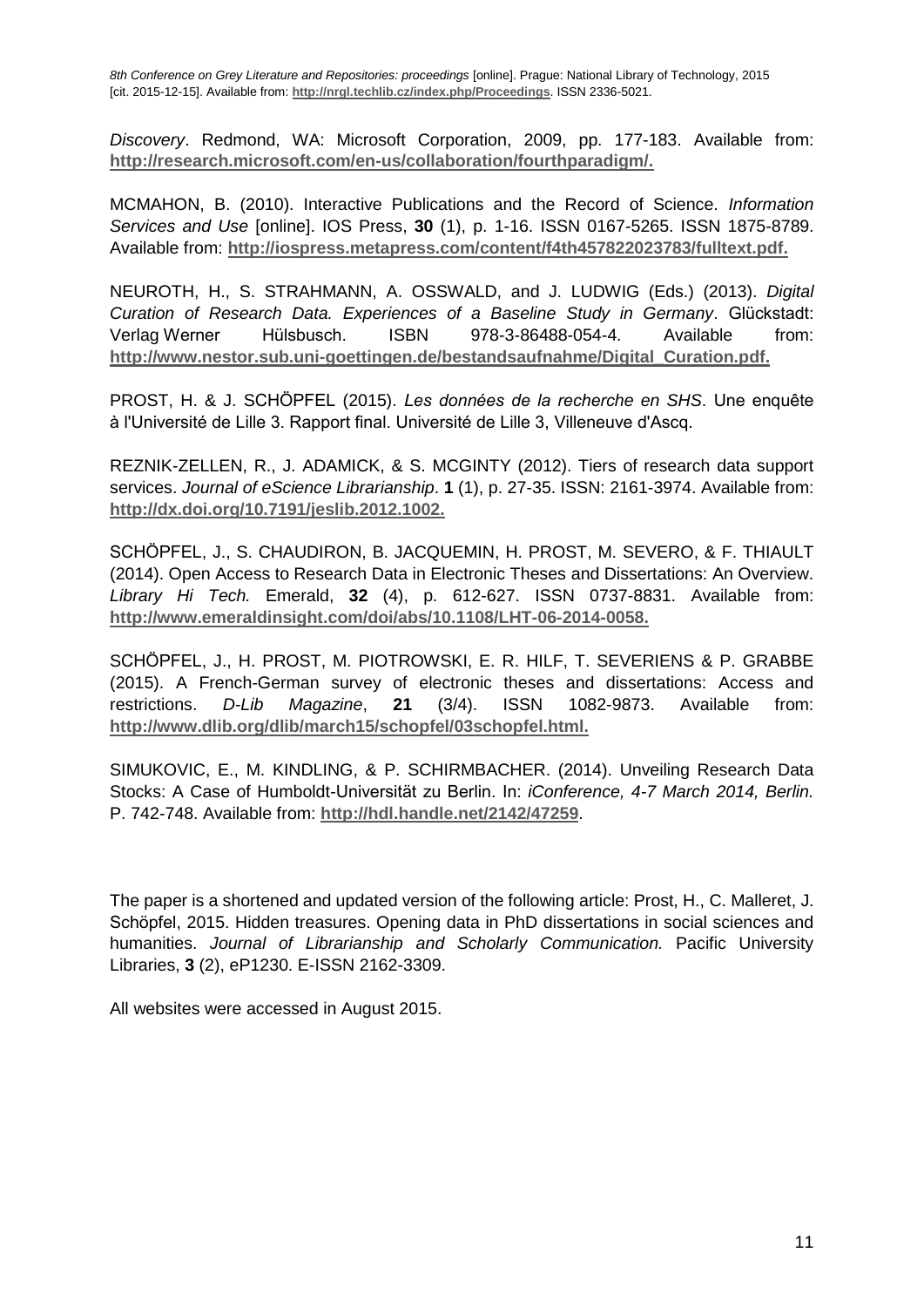*Discovery*. Redmond, WA: Microsoft Corporation, 2009, pp. 177-183. Available from: **http://research.microsoft.com/en-us/collaboration/fourthparadigm/.**

MCMAHON, B. (2010). Interactive Publications and the Record of Science. *Information Services and Use* [online]. IOS Press, **30** (1), p. 1-16. ISSN 0167-5265. ISSN 1875-8789. Available from: **http://iospress.metapress.com/content/f4th457822023783/fulltext.pdf.**

NEUROTH, H., S. STRAHMANN, A. OSSWALD, and J. LUDWIG (Eds.) (2013). *Digital Curation of Research Data. Experiences of a Baseline Study in Germany*. Glückstadt: Verlag Werner Hülsbusch. ISBN 978-3-86488-054-4. Available from: **http://www.nestor.sub.uni-goettingen.de/bestandsaufnahme/Digital_Curation.pdf.**

PROST, H. & J. SCHÖPFEL (2015). *Les données de la recherche en SHS*. Une enquête à l'Université de Lille 3. Rapport final. Université de Lille 3, Villeneuve d'Ascq.

REZNIK-ZELLEN, R., J. ADAMICK, & S. MCGINTY (2012). Tiers of research data support services. *Journal of eScience Librarianship*. **1** (1), p. 27-35. ISSN: 2161-3974. Available from: **http://dx.doi.org/10.7191/jeslib.2012.1002.**

SCHÖPFEL, J., S. CHAUDIRON, B. JACQUEMIN, H. PROST, M. SEVERO, & F. THIAULT (2014). Open Access to Research Data in Electronic Theses and Dissertations: An Overview. *Library Hi Tech.* Emerald, **32** (4), p. 612-627. ISSN 0737-8831. Available from: **http://www.emeraldinsight.com/doi/abs/10.1108/LHT-06-2014-0058.**

SCHÖPFEL, J., H. PROST, M. PIOTROWSKI, E. R. HILF, T. SEVERIENS & P. GRABBE (2015). A French-German survey of electronic theses and dissertations: Access and restrictions. *D-Lib Magazine*, **21** (3/4). ISSN 1082-9873. Available from: **http://www.dlib.org/dlib/march15/schopfel/03schopfel.html.**

SIMUKOVIC, E., M. KINDLING, & P. SCHIRMBACHER. (2014). Unveiling Research Data Stocks: A Case of Humboldt-Universität zu Berlin. In: *iConference, 4-7 March 2014, Berlin.* P. 742-748. Available from: **http://hdl.handle.net/2142/47259**.

The paper is a shortened and updated version of the following article: Prost, H., C. Malleret, J. Schöpfel, 2015. Hidden treasures. Opening data in PhD dissertations in social sciences and humanities. *Journal of Librarianship and Scholarly Communication.* Pacific University Libraries, **3** (2), eP1230. E-ISSN 2162-3309.

All websites were accessed in August 2015.